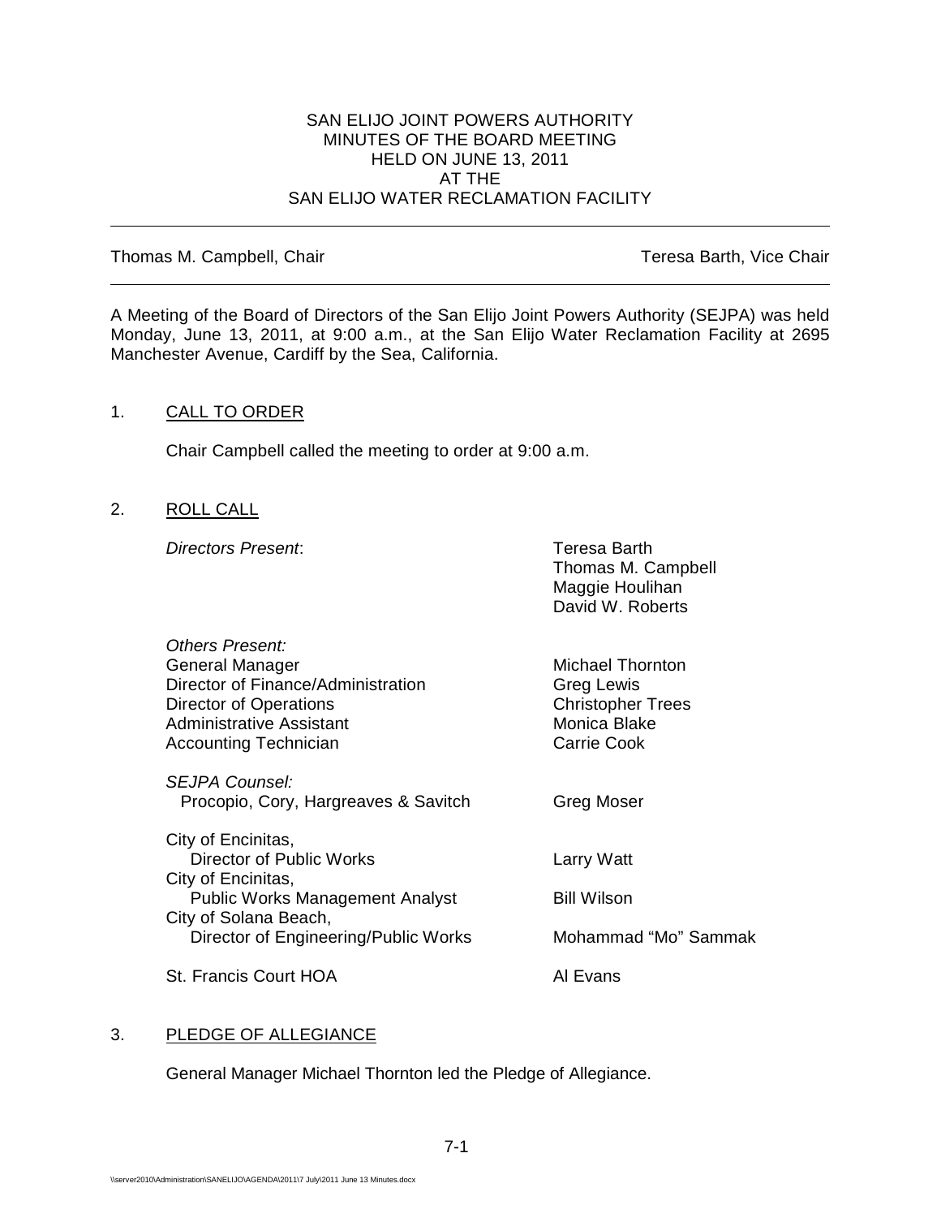# SAN ELIJO JOINT POWERS AUTHORITY
## MINUTES OF THE BOARD MEETING
## HELD ON JUNE 13, 2011
## AT THE
## SAN ELIJO WATER RECLAMATION FACILITY

---

Thomas M. Campbell, Chair — Teresa Barth, Vice Chair

---

A Meeting of the Board of Directors of the San Elijo Joint Powers Authority (SEJPA) was held Monday, June 13, 2011, at 9:00 a.m., at the San Elijo Water Reclamation Facility at 2695 Manchester Avenue, Cardiff by the Sea, California.

1. CALL TO ORDER

   Chair Campbell called the meeting to order at 9:00 a.m.

2. ROLL CALL

   *Directors Present*:
   - Teresa Barth
   - Thomas M. Campbell
   - Maggie Houlihan
   - David W. Roberts

   *Others Present:*

   | | |
   |---|---|
   | General Manager | Michael Thornton |
   | Director of Finance/Administration | Greg Lewis |
   | Director of Operations | Christopher Trees |
   | Administrative Assistant | Monica Blake |
   | Accounting Technician | Carrie Cook |
   | *SEJPA Counsel:* Procopio, Cory, Hargreaves & Savitch | Greg Moser |
   | City of Encinitas, Director of Public Works | Larry Watt |
   | City of Encinitas, Public Works Management Analyst | Bill Wilson |
   | City of Solana Beach, Director of Engineering/Public Works | Mohammad "Mo" Sammak |
   | St. Francis Court HOA | Al Evans |

3. PLEDGE OF ALLEGIANCE

   General Manager Michael Thornton led the Pledge of Allegiance.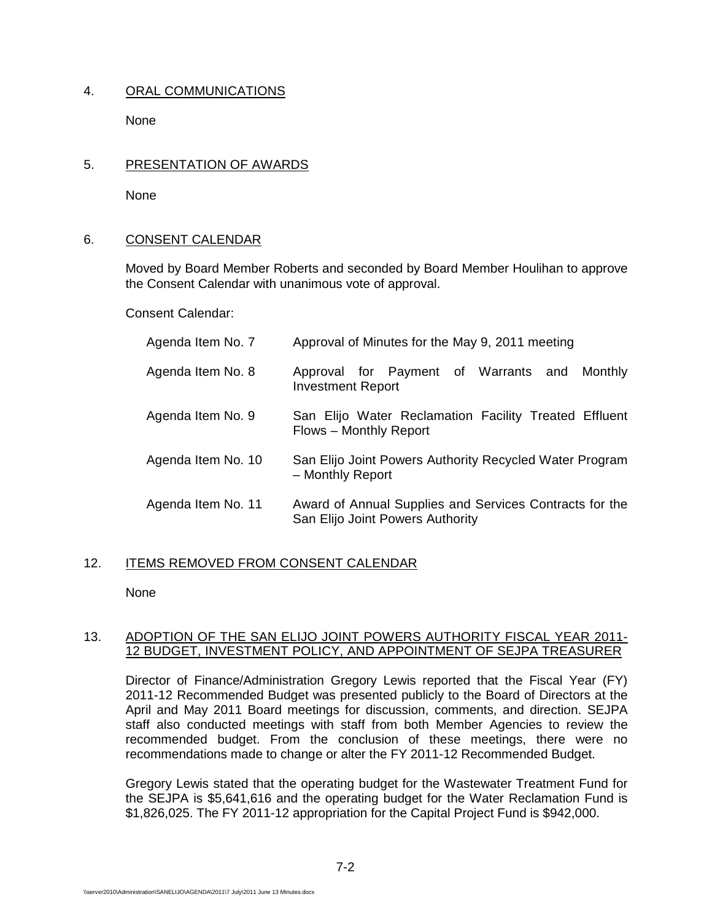4. ORAL COMMUNICATIONS

None

5. PRESENTATION OF AWARDS

None

6. CONSENT CALENDAR

Moved by Board Member Roberts and seconded by Board Member Houlihan to approve the Consent Calendar with unanimous vote of approval.

Consent Calendar:

| | |
|---|---|
| Agenda Item No. 7 | Approval of Minutes for the May 9, 2011 meeting |
| Agenda Item No. 8 | Approval for Payment of Warrants and Monthly Investment Report |
| Agenda Item No. 9 | San Elijo Water Reclamation Facility Treated Effluent Flows – Monthly Report |
| Agenda Item No. 10 | San Elijo Joint Powers Authority Recycled Water Program – Monthly Report |
| Agenda Item No. 11 | Award of Annual Supplies and Services Contracts for the San Elijo Joint Powers Authority |

12. ITEMS REMOVED FROM CONSENT CALENDAR

None

13. ADOPTION OF THE SAN ELIJO JOINT POWERS AUTHORITY FISCAL YEAR 2011-12 BUDGET, INVESTMENT POLICY, AND APPOINTMENT OF SEJPA TREASURER

Director of Finance/Administration Gregory Lewis reported that the Fiscal Year (FY) 2011-12 Recommended Budget was presented publicly to the Board of Directors at the April and May 2011 Board meetings for discussion, comments, and direction. SEJPA staff also conducted meetings with staff from both Member Agencies to review the recommended budget. From the conclusion of these meetings, there were no recommendations made to change or alter the FY 2011-12 Recommended Budget.

Gregory Lewis stated that the operating budget for the Wastewater Treatment Fund for the SEJPA is $5,641,616 and the operating budget for the Water Reclamation Fund is $1,826,025. The FY 2011-12 appropriation for the Capital Project Fund is $942,000.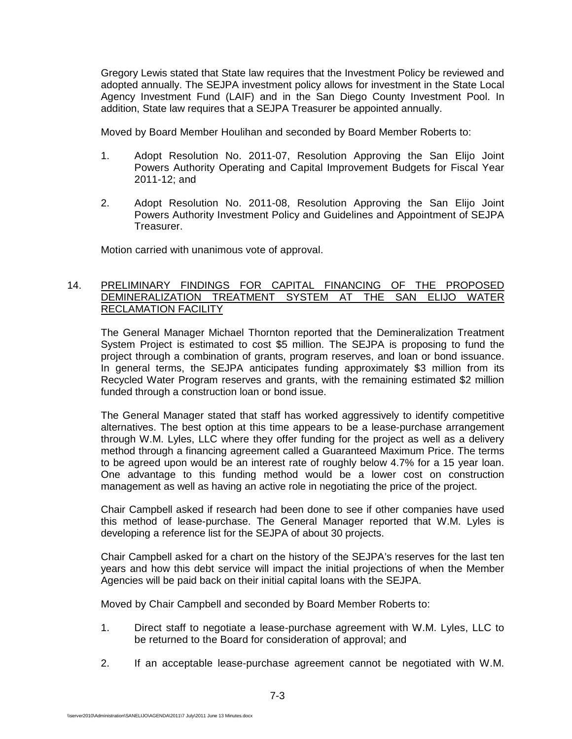Gregory Lewis stated that State law requires that the Investment Policy be reviewed and adopted annually. The SEJPA investment policy allows for investment in the State Local Agency Investment Fund (LAIF) and in the San Diego County Investment Pool. In addition, State law requires that a SEJPA Treasurer be appointed annually.

Moved by Board Member Houlihan and seconded by Board Member Roberts to:

1. Adopt Resolution No. 2011-07, Resolution Approving the San Elijo Joint Powers Authority Operating and Capital Improvement Budgets for Fiscal Year 2011-12; and

2. Adopt Resolution No. 2011-08, Resolution Approving the San Elijo Joint Powers Authority Investment Policy and Guidelines and Appointment of SEJPA Treasurer.

Motion carried with unanimous vote of approval.

14. <u>PRELIMINARY FINDINGS FOR CAPITAL FINANCING OF THE PROPOSED DEMINERALIZATION TREATMENT SYSTEM AT THE SAN ELIJO WATER RECLAMATION FACILITY</u>

The General Manager Michael Thornton reported that the Demineralization Treatment System Project is estimated to cost $5 million. The SEJPA is proposing to fund the project through a combination of grants, program reserves, and loan or bond issuance. In general terms, the SEJPA anticipates funding approximately $3 million from its Recycled Water Program reserves and grants, with the remaining estimated $2 million funded through a construction loan or bond issue.

The General Manager stated that staff has worked aggressively to identify competitive alternatives. The best option at this time appears to be a lease-purchase arrangement through W.M. Lyles, LLC where they offer funding for the project as well as a delivery method through a financing agreement called a Guaranteed Maximum Price. The terms to be agreed upon would be an interest rate of roughly below 4.7% for a 15 year loan. One advantage to this funding method would be a lower cost on construction management as well as having an active role in negotiating the price of the project.

Chair Campbell asked if research had been done to see if other companies have used this method of lease-purchase. The General Manager reported that W.M. Lyles is developing a reference list for the SEJPA of about 30 projects.

Chair Campbell asked for a chart on the history of the SEJPA's reserves for the last ten years and how this debt service will impact the initial projections of when the Member Agencies will be paid back on their initial capital loans with the SEJPA.

Moved by Chair Campbell and seconded by Board Member Roberts to:

1. Direct staff to negotiate a lease-purchase agreement with W.M. Lyles, LLC to be returned to the Board for consideration of approval; and

2. If an acceptable lease-purchase agreement cannot be negotiated with W.M.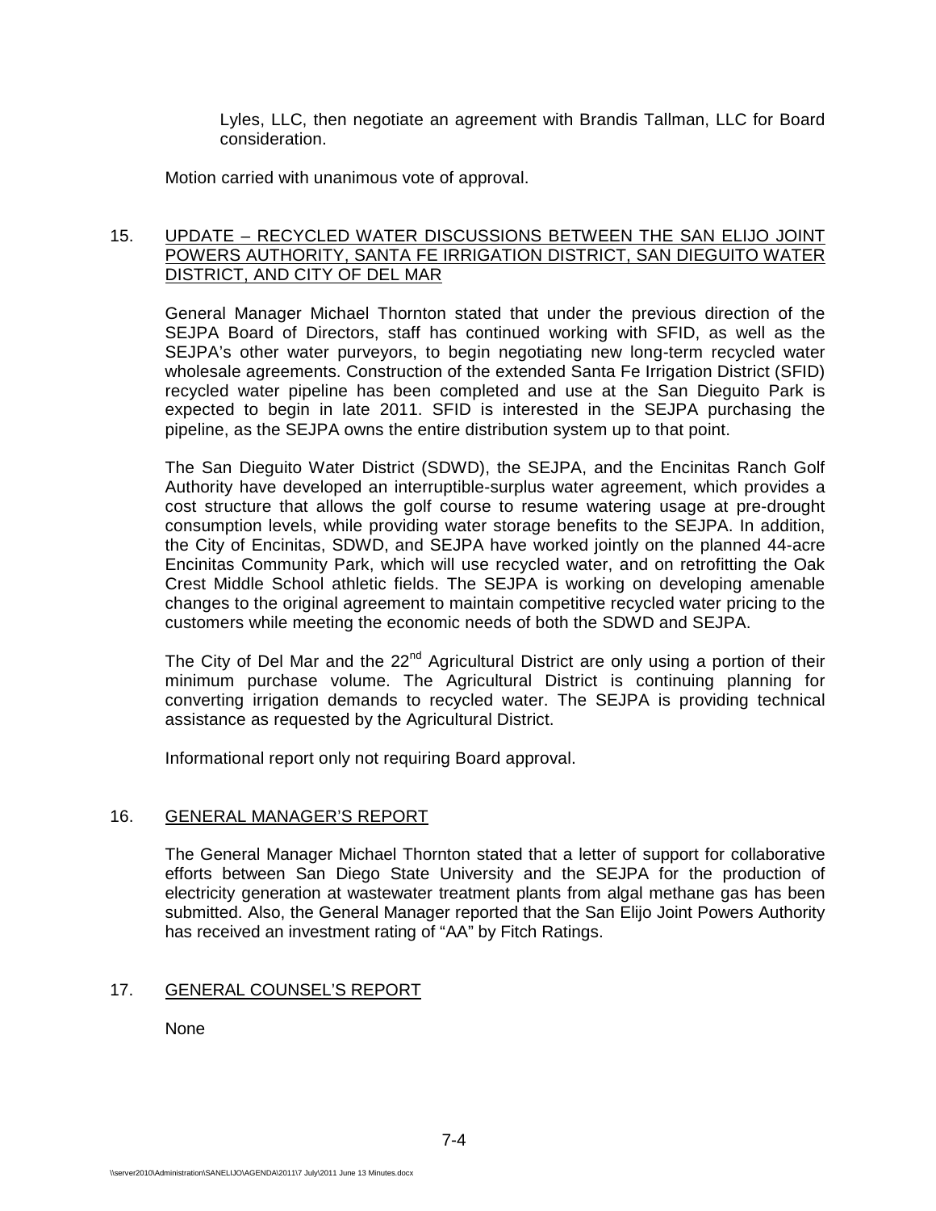Lyles, LLC, then negotiate an agreement with Brandis Tallman, LLC for Board consideration.

Motion carried with unanimous vote of approval.

15. UPDATE – RECYCLED WATER DISCUSSIONS BETWEEN THE SAN ELIJO JOINT POWERS AUTHORITY, SANTA FE IRRIGATION DISTRICT, SAN DIEGUITO WATER DISTRICT, AND CITY OF DEL MAR

General Manager Michael Thornton stated that under the previous direction of the SEJPA Board of Directors, staff has continued working with SFID, as well as the SEJPA's other water purveyors, to begin negotiating new long-term recycled water wholesale agreements. Construction of the extended Santa Fe Irrigation District (SFID) recycled water pipeline has been completed and use at the San Dieguito Park is expected to begin in late 2011. SFID is interested in the SEJPA purchasing the pipeline, as the SEJPA owns the entire distribution system up to that point.

The San Dieguito Water District (SDWD), the SEJPA, and the Encinitas Ranch Golf Authority have developed an interruptible-surplus water agreement, which provides a cost structure that allows the golf course to resume watering usage at pre-drought consumption levels, while providing water storage benefits to the SEJPA. In addition, the City of Encinitas, SDWD, and SEJPA have worked jointly on the planned 44-acre Encinitas Community Park, which will use recycled water, and on retrofitting the Oak Crest Middle School athletic fields. The SEJPA is working on developing amenable changes to the original agreement to maintain competitive recycled water pricing to the customers while meeting the economic needs of both the SDWD and SEJPA.

The City of Del Mar and the 22nd Agricultural District are only using a portion of their minimum purchase volume. The Agricultural District is continuing planning for converting irrigation demands to recycled water. The SEJPA is providing technical assistance as requested by the Agricultural District.

Informational report only not requiring Board approval.

16. GENERAL MANAGER'S REPORT

The General Manager Michael Thornton stated that a letter of support for collaborative efforts between San Diego State University and the SEJPA for the production of electricity generation at wastewater treatment plants from algal methane gas has been submitted. Also, the General Manager reported that the San Elijo Joint Powers Authority has received an investment rating of "AA" by Fitch Ratings.

17. GENERAL COUNSEL'S REPORT

None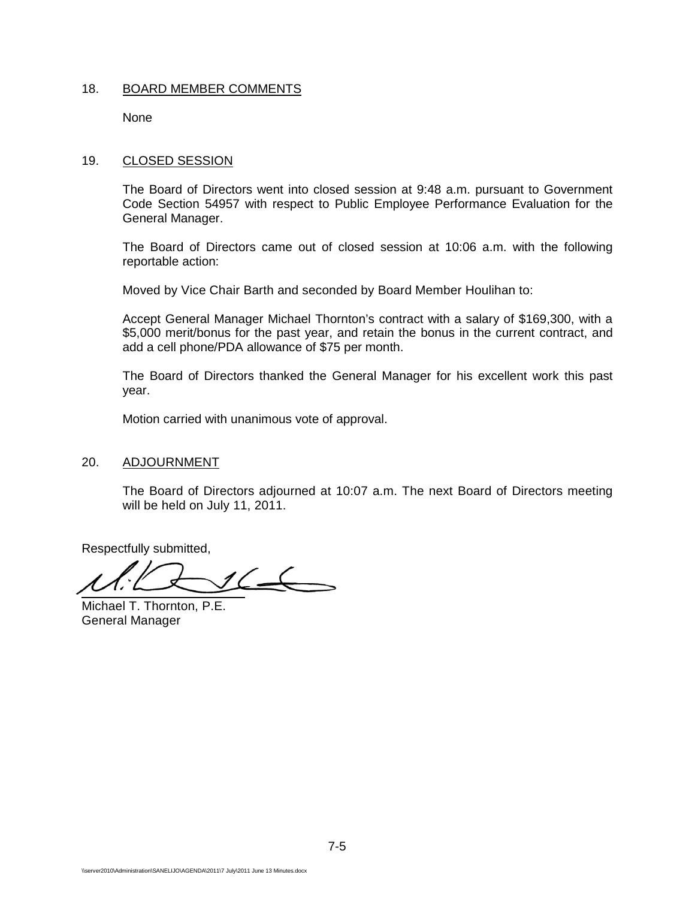18. BOARD MEMBER COMMENTS

None

19. CLOSED SESSION

The Board of Directors went into closed session at 9:48 a.m. pursuant to Government Code Section 54957 with respect to Public Employee Performance Evaluation for the General Manager.

The Board of Directors came out of closed session at 10:06 a.m. with the following reportable action:

Moved by Vice Chair Barth and seconded by Board Member Houlihan to:

Accept General Manager Michael Thornton's contract with a salary of $169,300, with a $5,000 merit/bonus for the past year, and retain the bonus in the current contract, and add a cell phone/PDA allowance of $75 per month.

The Board of Directors thanked the General Manager for his excellent work this past year.

Motion carried with unanimous vote of approval.

20. ADJOURNMENT

The Board of Directors adjourned at 10:07 a.m. The next Board of Directors meeting will be held on July 11, 2011.

Respectfully submitted,

Michael T. Thornton, P.E.
General Manager